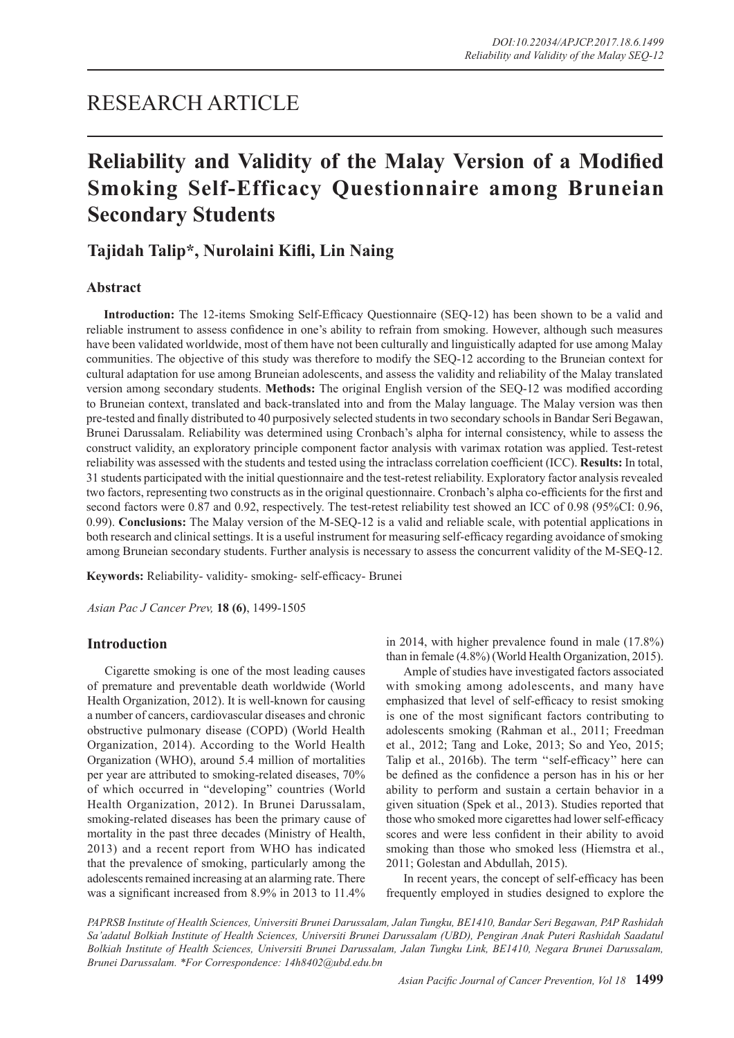RESEARCH ARTICLE

# Reliability and Validity of the Malay Version of a Modified Smoking Self-Efficacy Questionnaire among Bruneian Secondary Students

**Tajidah Talip*, Nurolaini Kifli, Lin Naing**

## Abstract

**Introduction:** The 12-items Smoking Self-Efficacy Questionnaire (SEQ-12) has been shown to be a valid and reliable instrument to assess confidence in one's ability to refrain from smoking. However, although such measures have been validated worldwide, most of them have not been culturally and linguistically adapted for use among Malay communities. The objective of this study was therefore to modify the SEQ-12 according to the Bruneian context for cultural adaptation for use among Bruneian adolescents, and assess the validity and reliability of the Malay translated version among secondary students. **Methods:** The original English version of the SEQ-12 was modified according to Bruneian context, translated and back-translated into and from the Malay language. The Malay version was then pre-tested and finally distributed to 40 purposively selected students in two secondary schools in Bandar Seri Begawan, Brunei Darussalam. Reliability was determined using Cronbach's alpha for internal consistency, while to assess the construct validity, an exploratory principle component factor analysis with varimax rotation was applied. Test-retest reliability was assessed with the students and tested using the intraclass correlation coefficient (ICC). **Results:** In total, 31 students participated with the initial questionnaire and the test-retest reliability. Exploratory factor analysis revealed two factors, representing two constructs as in the original questionnaire. Cronbach's alpha co-efficients for the first and second factors were 0.87 and 0.92, respectively. The test-retest reliability test showed an ICC of 0.98 (95%CI: 0.96, 0.99). **Conclusions:** The Malay version of the M-SEQ-12 is a valid and reliable scale, with potential applications in both research and clinical settings. It is a useful instrument for measuring self-efficacy regarding avoidance of smoking among Bruneian secondary students. Further analysis is necessary to assess the concurrent validity of the M-SEQ-12.

**Keywords:** Reliability- validity- smoking- self-efficacy- Brunei

*Asian Pac J Cancer Prev,* **18 (6)**, 1499-1505

## Introduction

Cigarette smoking is one of the most leading causes of premature and preventable death worldwide (World Health Organization, 2012). It is well-known for causing a number of cancers, cardiovascular diseases and chronic obstructive pulmonary disease (COPD) (World Health Organization, 2014). According to the World Health Organization (WHO), around 5.4 million of mortalities per year are attributed to smoking-related diseases, 70% of which occurred in "developing" countries (World Health Organization, 2012). In Brunei Darussalam, smoking-related diseases has been the primary cause of mortality in the past three decades (Ministry of Health, 2013) and a recent report from WHO has indicated that the prevalence of smoking, particularly among the adolescents remained increasing at an alarming rate. There was a significant increased from 8.9% in 2013 to 11.4% in 2014, with higher prevalence found in male (17.8%) than in female (4.8%) (World Health Organization, 2015).

Ample of studies have investigated factors associated with smoking among adolescents, and many have emphasized that level of self-efficacy to resist smoking is one of the most significant factors contributing to adolescents smoking (Rahman et al., 2011; Freedman et al., 2012; Tang and Loke, 2013; So and Yeo, 2015; Talip et al., 2016b). The term "self-efficacy" here can be defined as the confidence a person has in his or her ability to perform and sustain a certain behavior in a given situation (Spek et al., 2013). Studies reported that those who smoked more cigarettes had lower self-efficacy scores and were less confident in their ability to avoid smoking than those who smoked less (Hiemstra et al., 2011; Golestan and Abdullah, 2015).

In recent years, the concept of self-efficacy has been frequently employed in studies designed to explore the

*PAPRSB Institute of Health Sciences, Universiti Brunei Darussalam, Jalan Tungku, BE1410, Bandar Seri Begawan, PAP Rashidah Sa'adatul Bolkiah Institute of Health Sciences, Universiti Brunei Darussalam (UBD), Pengiran Anak Puteri Rashidah Saadatul Bolkiah Institute of Health Sciences, Universiti Brunei Darussalam, Jalan Tungku Link, BE1410, Negara Brunei Darussalam, Brunei Darussalam. *For Correspondence: 14h8402@ubd.edu.bn*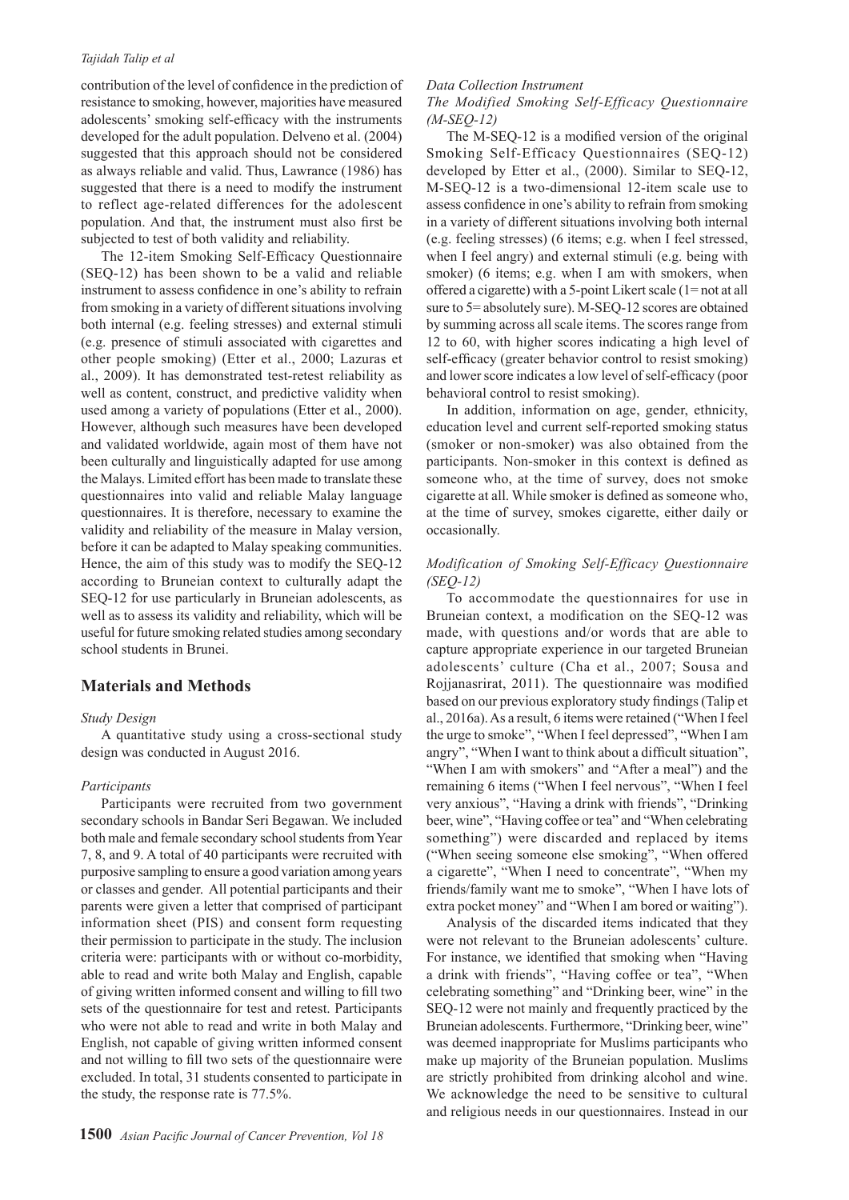contribution of the level of confidence in the prediction of resistance to smoking, however, majorities have measured adolescents' smoking self-efficacy with the instruments developed for the adult population. Delveno et al. (2004) suggested that this approach should not be considered as always reliable and valid. Thus, Lawrance (1986) has suggested that there is a need to modify the instrument to reflect age-related differences for the adolescent population. And that, the instrument must also first be subjected to test of both validity and reliability.

The 12-item Smoking Self-Efficacy Questionnaire (SEQ-12) has been shown to be a valid and reliable instrument to assess confidence in one's ability to refrain from smoking in a variety of different situations involving both internal (e.g. feeling stresses) and external stimuli (e.g. presence of stimuli associated with cigarettes and other people smoking) (Etter et al., 2000; Lazuras et al., 2009). It has demonstrated test-retest reliability as well as content, construct, and predictive validity when used among a variety of populations (Etter et al., 2000). However, although such measures have been developed and validated worldwide, again most of them have not been culturally and linguistically adapted for use among the Malays. Limited effort has been made to translate these questionnaires into valid and reliable Malay language questionnaires. It is therefore, necessary to examine the validity and reliability of the measure in Malay version, before it can be adapted to Malay speaking communities. Hence, the aim of this study was to modify the SEQ-12 according to Bruneian context to culturally adapt the SEQ-12 for use particularly in Bruneian adolescents, as well as to assess its validity and reliability, which will be useful for future smoking related studies among secondary school students in Brunei.

## Materials and Methods

### *Study Design*

A quantitative study using a cross-sectional study design was conducted in August 2016.

### *Participants*

Participants were recruited from two government secondary schools in Bandar Seri Begawan. We included both male and female secondary school students from Year 7, 8, and 9. A total of 40 participants were recruited with purposive sampling to ensure a good variation among years or classes and gender. All potential participants and their parents were given a letter that comprised of participant information sheet (PIS) and consent form requesting their permission to participate in the study. The inclusion criteria were: participants with or without co-morbidity, able to read and write both Malay and English, capable of giving written informed consent and willing to fill two sets of the questionnaire for test and retest. Participants who were not able to read and write in both Malay and English, not capable of giving written informed consent and not willing to fill two sets of the questionnaire were excluded. In total, 31 students consented to participate in the study, the response rate is 77.5%.

### *Data Collection Instrument*

#### *The Modified Smoking Self-Efficacy Questionnaire (M-SEQ-12)*

The M-SEQ-12 is a modified version of the original Smoking Self-Efficacy Questionnaires (SEQ-12) developed by Etter et al., (2000). Similar to SEQ-12, M-SEQ-12 is a two-dimensional 12-item scale use to assess confidence in one's ability to refrain from smoking in a variety of different situations involving both internal (e.g. feeling stresses) (6 items; e.g. when I feel stressed, when I feel angry) and external stimuli (e.g. being with smoker) (6 items; e.g. when I am with smokers, when offered a cigarette) with a 5-point Likert scale (1= not at all sure to 5= absolutely sure). M-SEQ-12 scores are obtained by summing across all scale items. The scores range from 12 to 60, with higher scores indicating a high level of self-efficacy (greater behavior control to resist smoking) and lower score indicates a low level of self-efficacy (poor behavioral control to resist smoking).

In addition, information on age, gender, ethnicity, education level and current self-reported smoking status (smoker or non-smoker) was also obtained from the participants. Non-smoker in this context is defined as someone who, at the time of survey, does not smoke cigarette at all. While smoker is defined as someone who, at the time of survey, smokes cigarette, either daily or occasionally.

### *Modification of Smoking Self-Efficacy Questionnaire (SEQ-12)*

To accommodate the questionnaires for use in Bruneian context, a modification on the SEQ-12 was made, with questions and/or words that are able to capture appropriate experience in our targeted Bruneian adolescents' culture (Cha et al., 2007; Sousa and Rojjanasrirat, 2011). The questionnaire was modified based on our previous exploratory study findings (Talip et al., 2016a). As a result, 6 items were retained ("When I feel the urge to smoke", "When I feel depressed", "When I am angry", "When I want to think about a difficult situation", "When I am with smokers" and "After a meal") and the remaining 6 items ("When I feel nervous", "When I feel very anxious", "Having a drink with friends", "Drinking beer, wine", "Having coffee or tea" and "When celebrating something") were discarded and replaced by items ("When seeing someone else smoking", "When offered a cigarette", "When I need to concentrate", "When my friends/family want me to smoke", "When I have lots of extra pocket money" and "When I am bored or waiting").

Analysis of the discarded items indicated that they were not relevant to the Bruneian adolescents' culture. For instance, we identified that smoking when "Having a drink with friends", "Having coffee or tea", "When celebrating something" and "Drinking beer, wine" in the SEQ-12 were not mainly and frequently practiced by the Bruneian adolescents. Furthermore, "Drinking beer, wine" was deemed inappropriate for Muslims participants who make up majority of the Bruneian population. Muslims are strictly prohibited from drinking alcohol and wine. We acknowledge the need to be sensitive to cultural and religious needs in our questionnaires. Instead in our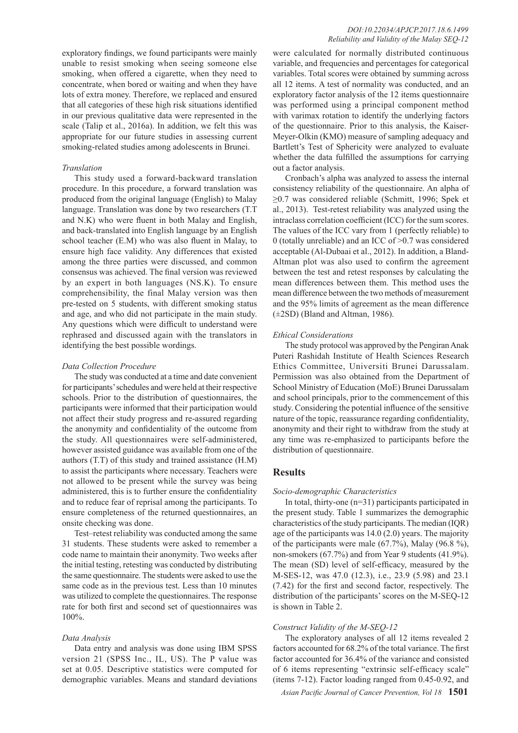exploratory findings, we found participants were mainly unable to resist smoking when seeing someone else smoking, when offered a cigarette, when they need to concentrate, when bored or waiting and when they have lots of extra money. Therefore, we replaced and ensured that all categories of these high risk situations identified in our previous qualitative data were represented in the scale (Talip et al., 2016a). In addition, we felt this was appropriate for our future studies in assessing current smoking-related studies among adolescents in Brunei.

*Translation*

This study used a forward-backward translation procedure. In this procedure, a forward translation was produced from the original language (English) to Malay language. Translation was done by two researchers (T.T and N.K) who were fluent in both Malay and English, and back-translated into English language by an English school teacher (E.M) who was also fluent in Malay, to ensure high face validity. Any differences that existed among the three parties were discussed, and common consensus was achieved. The final version was reviewed by an expert in both languages (NS.K). To ensure comprehensibility, the final Malay version was then pre-tested on 5 students, with different smoking status and age, and who did not participate in the main study. Any questions which were difficult to understand were rephrased and discussed again with the translators in identifying the best possible wordings.

*Data Collection Procedure*

The study was conducted at a time and date convenient for participants' schedules and were held at their respective schools. Prior to the distribution of questionnaires, the participants were informed that their participation would not affect their study progress and re-assured regarding the anonymity and confidentiality of the outcome from the study. All questionnaires were self-administered, however assisted guidance was available from one of the authors (T.T) of this study and trained assistance (H.M) to assist the participants where necessary. Teachers were not allowed to be present while the survey was being administered, this is to further ensure the confidentiality and to reduce fear of reprisal among the participants. To ensure completeness of the returned questionnaires, an onsite checking was done.

Test–retest reliability was conducted among the same 31 students. These students were asked to remember a code name to maintain their anonymity. Two weeks after the initial testing, retesting was conducted by distributing the same questionnaire. The students were asked to use the same code as in the previous test. Less than 10 minutes was utilized to complete the questionnaires. The response rate for both first and second set of questionnaires was 100%.

*Data Analysis*

Data entry and analysis was done using IBM SPSS version 21 (SPSS Inc., IL, US). The P value was set at 0.05. Descriptive statistics were computed for demographic variables. Means and standard deviations were calculated for normally distributed continuous variable, and frequencies and percentages for categorical variables. Total scores were obtained by summing across all 12 items. A test of normality was conducted, and an exploratory factor analysis of the 12 items questionnaire was performed using a principal component method with varimax rotation to identify the underlying factors of the questionnaire. Prior to this analysis, the Kaiser-Meyer-Olkin (KMO) measure of sampling adequacy and Bartlett's Test of Sphericity were analyzed to evaluate whether the data fulfilled the assumptions for carrying out a factor analysis.

Cronbach's alpha was analyzed to assess the internal consistency reliability of the questionnaire. An alpha of $\geq 0.7$ was considered reliable (Schmitt, 1996; Spek et al., 2013). Test-retest reliability was analyzed using the intraclass correlation coefficient (ICC) for the sum scores. The values of the ICC vary from 1 (perfectly reliable) to 0 (totally unreliable) and an ICC of $>0.7$ was considered acceptable (Al-Dubaai et al., 2012). In addition, a Bland-Altman plot was also used to confirm the agreement between the test and retest responses by calculating the mean differences between them. This method uses the mean difference between the two methods of measurement and the 95% limits of agreement as the mean difference ($\pm$2SD) (Bland and Altman, 1986).

*Ethical Considerations*

The study protocol was approved by the Pengiran Anak Puteri Rashidah Institute of Health Sciences Research Ethics Committee, Universiti Brunei Darussalam. Permission was also obtained from the Department of School Ministry of Education (MoE) Brunei Darussalam and school principals, prior to the commencement of this study. Considering the potential influence of the sensitive nature of the topic, reassurance regarding confidentiality, anonymity and their right to withdraw from the study at any time was re-emphasized to participants before the distribution of questionnaire.

## Results

*Socio-demographic Characteristics*

In total, thirty-one (n=31) participants participated in the present study. Table 1 summarizes the demographic characteristics of the study participants. The median (IQR) age of the participants was 14.0 (2.0) years. The majority of the participants were male (67.7%), Malay (96.8 %), non-smokers (67.7%) and from Year 9 students (41.9%). The mean (SD) level of self-efficacy, measured by the M-SES-12, was 47.0 (12.3), i.e., 23.9 (5.98) and 23.1 (7.42) for the first and second factor, respectively. The distribution of the participants' scores on the M-SEQ-12 is shown in Table 2.

*Construct Validity of the M-SEQ-12*

The exploratory analyses of all 12 items revealed 2 factors accounted for 68.2% of the total variance. The first factor accounted for 36.4% of the variance and consisted of 6 items representing "extrinsic self-efficacy scale" (items 7-12). Factor loading ranged from 0.45-0.92, and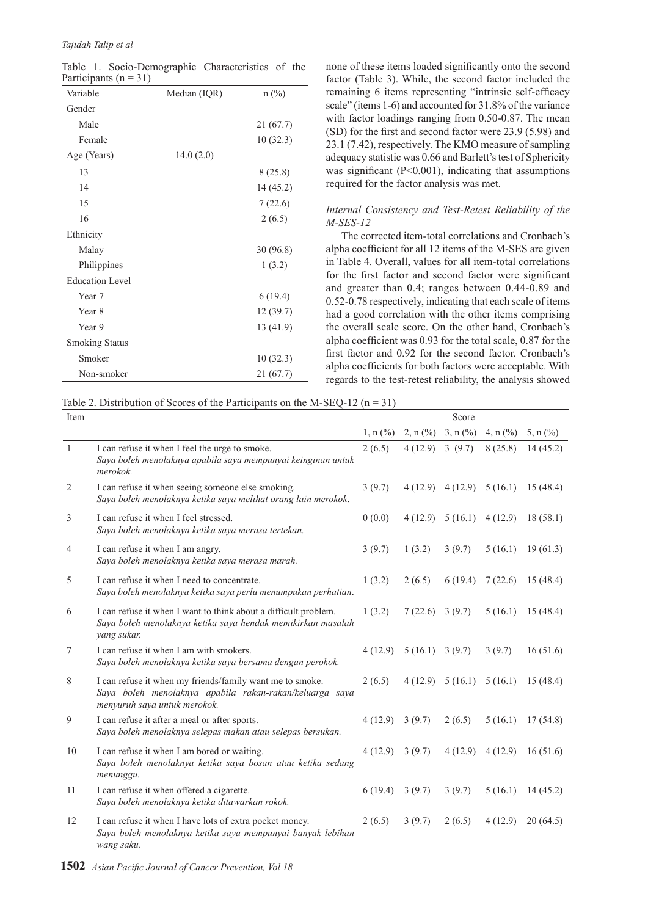Table 1. Socio-Demographic Characteristics of the Participants (n = 31)

| Variable | Median (IQR) | n (%) |
|---|---|---|
| Gender | | |
| Male | | 21 (67.7) |
| Female | | 10 (32.3) |
| Age (Years) | 14.0 (2.0) | |
| 13 | | 8 (25.8) |
| 14 | | 14 (45.2) |
| 15 | | 7 (22.6) |
| 16 | | 2 (6.5) |
| Ethnicity | | |
| Malay | | 30 (96.8) |
| Philippines | | 1 (3.2) |
| Education Level | | |
| Year 7 | | 6 (19.4) |
| Year 8 | | 12 (39.7) |
| Year 9 | | 13 (41.9) |
| Smoking Status | | |
| Smoker | | 10 (32.3) |
| Non-smoker | | 21 (67.7) |

none of these items loaded significantly onto the second factor (Table 3). While, the second factor included the remaining 6 items representing "intrinsic self-efficacy scale" (items 1-6) and accounted for 31.8% of the variance with factor loadings ranging from 0.50-0.87. The mean (SD) for the first and second factor were 23.9 (5.98) and 23.1 (7.42), respectively. The KMO measure of sampling adequacy statistic was 0.66 and Barlett's test of Sphericity was significant (P<0.001), indicating that assumptions required for the factor analysis was met.

### *Internal Consistency and Test-Retest Reliability of the M-SES-12*

The corrected item-total correlations and Cronbach's alpha coefficient for all 12 items of the M-SES are given in Table 4. Overall, values for all item-total correlations for the first factor and second factor were significant and greater than 0.4; ranges between 0.44-0.89 and 0.52-0.78 respectively, indicating that each scale of items had a good correlation with the other items comprising the overall scale score. On the other hand, Cronbach's alpha coefficient was 0.93 for the total scale, 0.87 for the first factor and 0.92 for the second factor. Cronbach's alpha coefficients for both factors were acceptable. With regards to the test-retest reliability, the analysis showed

Table 2. Distribution of Scores of the Participants on the M-SEQ-12 (n = 31)

| Item | | Score | | | | |
|---|---|---|---|---|---|---|
| | | 1, n (%) | 2, n (%) | 3, n (%) | 4, n (%) | 5, n (%) |
| 1 | I can refuse it when I feel the urge to smoke. *Saya boleh menolaknya apabila saya mempunyai keinginan untuk merokok.* | 2 (6.5) | 4 (12.9) | 3 (9.7) | 8 (25.8) | 14 (45.2) |
| 2 | I can refuse it when seeing someone else smoking. *Saya boleh menolaknya ketika saya melihat orang lain merokok.* | 3 (9.7) | 4 (12.9) | 4 (12.9) | 5 (16.1) | 15 (48.4) |
| 3 | I can refuse it when I feel stressed. *Saya boleh menolaknya ketika saya merasa tertekan.* | 0 (0.0) | 4 (12.9) | 5 (16.1) | 4 (12.9) | 18 (58.1) |
| 4 | I can refuse it when I am angry. *Saya boleh menolaknya ketika saya merasa marah.* | 3 (9.7) | 1 (3.2) | 3 (9.7) | 5 (16.1) | 19 (61.3) |
| 5 | I can refuse it when I need to concentrate. *Saya boleh menolaknya ketika saya perlu menumpukan perhatian.* | 1 (3.2) | 2 (6.5) | 6 (19.4) | 7 (22.6) | 15 (48.4) |
| 6 | I can refuse it when I want to think about a difficult problem. *Saya boleh menolaknya ketika saya hendak memikirkan masalah yang sukar.* | 1 (3.2) | 7 (22.6) | 3 (9.7) | 5 (16.1) | 15 (48.4) |
| 7 | I can refuse it when I am with smokers. *Saya boleh menolaknya ketika saya bersama dengan perokok.* | 4 (12.9) | 5 (16.1) | 3 (9.7) | 3 (9.7) | 16 (51.6) |
| 8 | I can refuse it when my friends/family want me to smoke. *Saya boleh menolaknya apabila rakan-rakan/keluarga saya menyuruh saya untuk merokok.* | 2 (6.5) | 4 (12.9) | 5 (16.1) | 5 (16.1) | 15 (48.4) |
| 9 | I can refuse it after a meal or after sports. *Saya boleh menolaknya selepas makan atau selepas bersukan.* | 4 (12.9) | 3 (9.7) | 2 (6.5) | 5 (16.1) | 17 (54.8) |
| 10 | I can refuse it when I am bored or waiting. *Saya boleh menolaknya ketika saya bosan atau ketika sedang menunggu.* | 4 (12.9) | 3 (9.7) | 4 (12.9) | 4 (12.9) | 16 (51.6) |
| 11 | I can refuse it when offered a cigarette. *Saya boleh menolaknya ketika ditawarkan rokok.* | 6 (19.4) | 3 (9.7) | 3 (9.7) | 5 (16.1) | 14 (45.2) |
| 12 | I can refuse it when I have lots of extra pocket money. *Saya boleh menolaknya ketika saya mempunyai banyak lebihan wang saku.* | 2 (6.5) | 3 (9.7) | 2 (6.5) | 4 (12.9) | 20 (64.5) |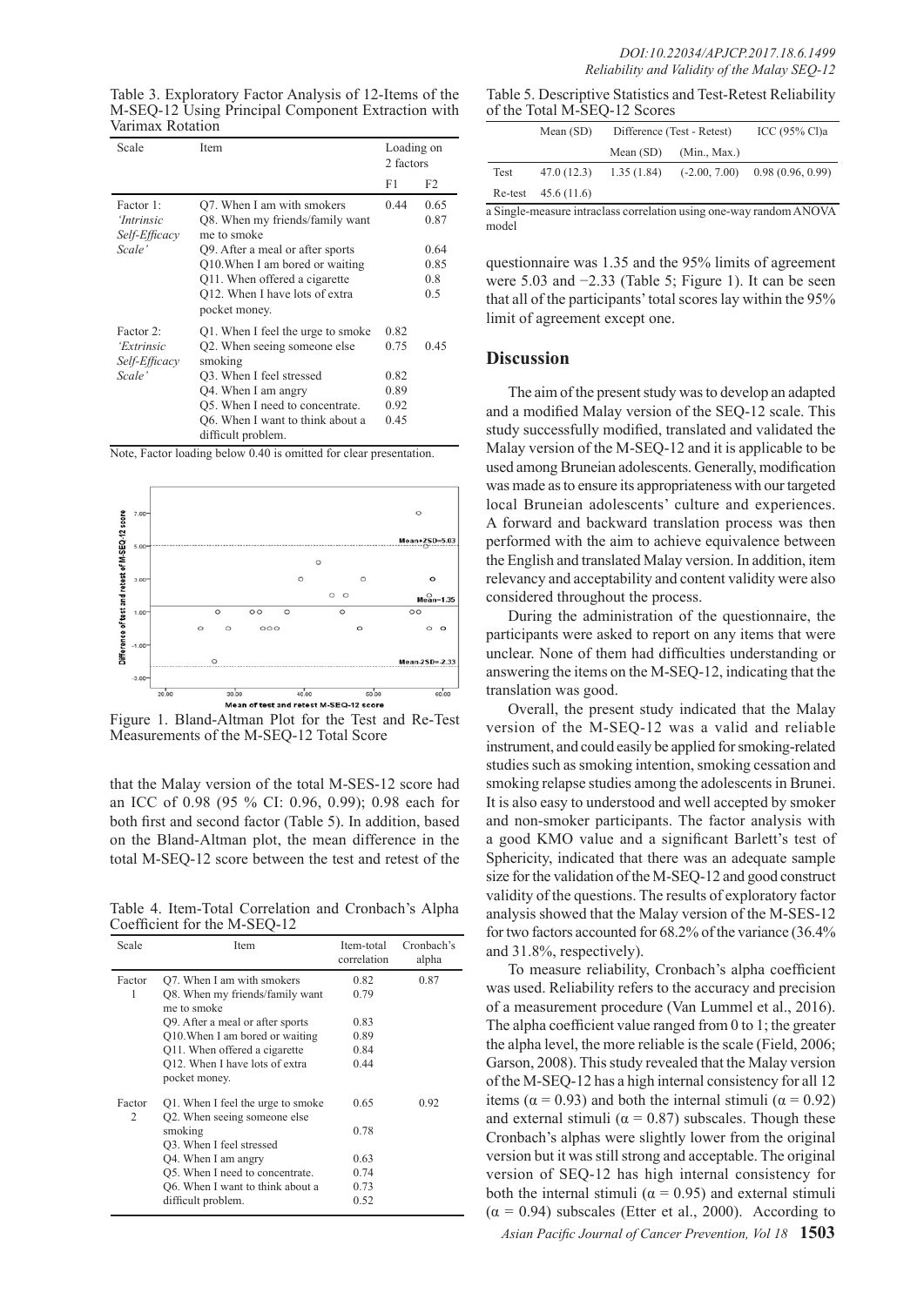Table 3. Exploratory Factor Analysis of 12-Items of the M-SEQ-12 Using Principal Component Extraction with Varimax Rotation

| Scale | Item | Loading on 2 factors | |
|---|---|---|---|
| | | F1 | F2 |
| Factor 1: *'Intrinsic Self-Efficacy Scale'* | Q7. When I am with smokers | 0.44 | 0.65 |
| | Q8. When my friends/family want me to smoke | | 0.87 |
| | Q9. After a meal or after sports | | 0.64 |
| | Q10.When I am bored or waiting | | 0.85 |
| | Q11. When offered a cigarette | | 0.8 |
| | Q12. When I have lots of extra pocket money. | | 0.5 |
| Factor 2: *'Extrinsic Self-Efficacy Scale'* | Q1. When I feel the urge to smoke | 0.82 | |
| | Q2. When seeing someone else smoking | 0.75 | 0.45 |
| | Q3. When I feel stressed | 0.82 | |
| | Q4. When I am angry | 0.89 | |
| | Q5. When I need to concentrate. | 0.92 | |
| | Q6. When I want to think about a difficult problem. | 0.45 | |

Note, Factor loading below 0.40 is omitted for clear presentation.

Figure 1. Bland-Altman Plot for the Test and Re-Test Measurements of the M-SEQ-12 Total Score

that the Malay version of the total M-SES-12 score had an ICC of 0.98 (95 % CI: 0.96, 0.99); 0.98 each for both first and second factor (Table 5). In addition, based on the Bland-Altman plot, the mean difference in the total M-SEQ-12 score between the test and retest of the questionnaire was 1.35 and the 95% limits of agreement were 5.03 and −2.33 (Table 5; Figure 1). It can be seen that all of the participants' total scores lay within the 95% limit of agreement except one.

Table 4. Item-Total Correlation and Cronbach's Alpha Coefficient for the M-SEQ-12

| Scale | Item | Item-total correlation | Cronbach's alpha |
|---|---|---|---|
| Factor 1 | Q7. When I am with smokers | 0.82 | 0.87 |
| | Q8. When my friends/family want me to smoke | 0.79 | |
| | Q9. After a meal or after sports | 0.83 | |
| | Q10.When I am bored or waiting | 0.89 | |
| | Q11. When offered a cigarette | 0.84 | |
| | Q12. When I have lots of extra pocket money. | 0.44 | |
| Factor 2 | Q1. When I feel the urge to smoke | 0.65 | 0.92 |
| | Q2. When seeing someone else smoking | 0.78 | |
| | Q3. When I feel stressed | | |
| | Q4. When I am angry | 0.63 | |
| | Q5. When I need to concentrate. | 0.74 | |
| | Q6. When I want to think about a difficult problem. | 0.73 | |
| | | 0.52 | |

Table 5. Descriptive Statistics and Test-Retest Reliability of the Total M-SEQ-12 Scores

| | Mean (SD) | Difference (Test - Retest) | | ICC (95% Cl)a |
|---|---|---|---|---|
| | | Mean (SD) | (Min., Max.) | |
| Test | 47.0 (12.3) | 1.35 (1.84) | (-2.00, 7.00) | 0.98 (0.96, 0.99) |
| Re-test | 45.6 (11.6) | | | |

a Single-measure intraclass correlation using one-way random ANOVA model

## Discussion

The aim of the present study was to develop an adapted and a modified Malay version of the SEQ-12 scale. This study successfully modified, translated and validated the Malay version of the M-SEQ-12 and it is applicable to be used among Bruneian adolescents. Generally, modification was made as to ensure its appropriateness with our targeted local Bruneian adolescents' culture and experiences. A forward and backward translation process was then performed with the aim to achieve equivalence between the English and translated Malay version. In addition, item relevancy and acceptability and content validity were also considered throughout the process.

During the administration of the questionnaire, the participants were asked to report on any items that were unclear. None of them had difficulties understanding or answering the items on the M-SEQ-12, indicating that the translation was good.

Overall, the present study indicated that the Malay version of the M-SEQ-12 was a valid and reliable instrument, and could easily be applied for smoking-related studies such as smoking intention, smoking cessation and smoking relapse studies among the adolescents in Brunei. It is also easy to understood and well accepted by smoker and non-smoker participants. The factor analysis with a good KMO value and a significant Barlett's test of Sphericity, indicated that there was an adequate sample size for the validation of the M-SEQ-12 and good construct validity of the questions. The results of exploratory factor analysis showed that the Malay version of the M-SES-12 for two factors accounted for 68.2% of the variance (36.4% and 31.8%, respectively).

To measure reliability, Cronbach's alpha coefficient was used. Reliability refers to the accuracy and precision of a measurement procedure (Van Lummel et al., 2016). The alpha coefficient value ranged from 0 to 1; the greater the alpha level, the more reliable is the scale (Field, 2006; Garson, 2008). This study revealed that the Malay version of the M-SEQ-12 has a high internal consistency for all 12 items ($\alpha = 0.93$) and both the internal stimuli ($\alpha = 0.92$) and external stimuli ($\alpha = 0.87$) subscales. Though these Cronbach's alphas were slightly lower from the original version but it was still strong and acceptable. The original version of SEQ-12 has high internal consistency for both the internal stimuli ($\alpha = 0.95$) and external stimuli ($\alpha = 0.94$) subscales (Etter et al., 2000). According to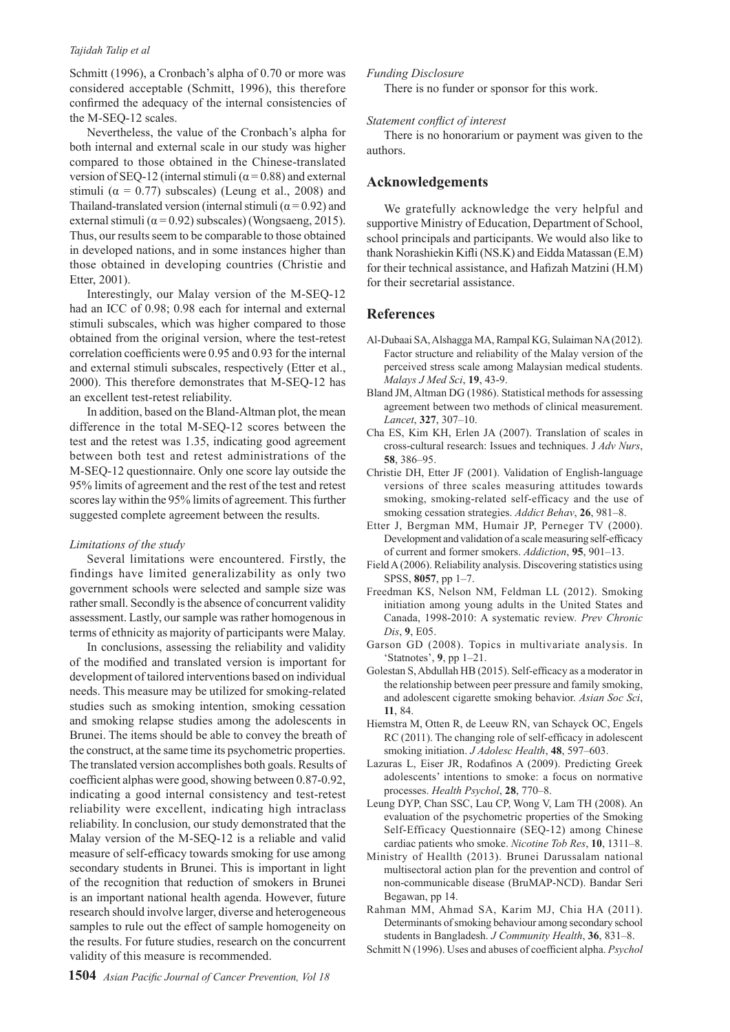Schmitt (1996), a Cronbach's alpha of 0.70 or more was considered acceptable (Schmitt, 1996), this therefore confirmed the adequacy of the internal consistencies of the M-SEQ-12 scales.

Nevertheless, the value of the Cronbach's alpha for both internal and external scale in our study was higher compared to those obtained in the Chinese-translated version of SEQ-12 (internal stimuli ($\alpha = 0.88$) and external stimuli ($\alpha = 0.77$) subscales) (Leung et al., 2008) and Thailand-translated version (internal stimuli ($\alpha = 0.92$) and external stimuli ($\alpha = 0.92$) subscales) (Wongsaeng, 2015). Thus, our results seem to be comparable to those obtained in developed nations, and in some instances higher than those obtained in developing countries (Christie and Etter, 2001).

Interestingly, our Malay version of the M-SEQ-12 had an ICC of 0.98; 0.98 each for internal and external stimuli subscales, which was higher compared to those obtained from the original version, where the test-retest correlation coefficients were 0.95 and 0.93 for the internal and external stimuli subscales, respectively (Etter et al., 2000). This therefore demonstrates that M-SEQ-12 has an excellent test-retest reliability.

In addition, based on the Bland-Altman plot, the mean difference in the total M-SEQ-12 scores between the test and the retest was 1.35, indicating good agreement between both test and retest administrations of the M-SEQ-12 questionnaire. Only one score lay outside the 95% limits of agreement and the rest of the test and retest scores lay within the 95% limits of agreement. This further suggested complete agreement between the results.

*Limitations of the study*

Several limitations were encountered. Firstly, the findings have limited generalizability as only two government schools were selected and sample size was rather small. Secondly is the absence of concurrent validity assessment. Lastly, our sample was rather homogenous in terms of ethnicity as majority of participants were Malay.

In conclusions, assessing the reliability and validity of the modified and translated version is important for development of tailored interventions based on individual needs. This measure may be utilized for smoking-related studies such as smoking intention, smoking cessation and smoking relapse studies among the adolescents in Brunei. The items should be able to convey the breath of the construct, at the same time its psychometric properties. The translated version accomplishes both goals. Results of coefficient alphas were good, showing between 0.87-0.92, indicating a good internal consistency and test-retest reliability were excellent, indicating high intraclass reliability. In conclusion, our study demonstrated that the Malay version of the M-SEQ-12 is a reliable and valid measure of self-efficacy towards smoking for use among secondary students in Brunei. This is important in light of the recognition that reduction of smokers in Brunei is an important national health agenda. However, future research should involve larger, diverse and heterogeneous samples to rule out the effect of sample homogeneity on the results. For future studies, research on the concurrent validity of this measure is recommended.

*Funding Disclosure*

There is no funder or sponsor for this work.

*Statement conflict of interest*

There is no honorarium or payment was given to the authors.

## Acknowledgements

We gratefully acknowledge the very helpful and supportive Ministry of Education, Department of School, school principals and participants. We would also like to thank Norashiekin Kifli (NS.K) and Eidda Matassan (E.M) for their technical assistance, and Hafizah Matzini (H.M) for their secretarial assistance.

## References

Al-Dubaai SA, Alshagga MA, Rampal KG, Sulaiman NA (2012). Factor structure and reliability of the Malay version of the perceived stress scale among Malaysian medical students. *Malays J Med Sci*, **19**, 43-9.

Bland JM, Altman DG (1986). Statistical methods for assessing agreement between two methods of clinical measurement. *Lancet*, **327**, 307–10.

Cha ES, Kim KH, Erlen JA (2007). Translation of scales in cross-cultural research: Issues and techniques. J *Adv Nurs*, **58**, 386–95.

Christie DH, Etter JF (2001). Validation of English-language versions of three scales measuring attitudes towards smoking, smoking-related self-efficacy and the use of smoking cessation strategies. *Addict Behav*, **26**, 981–8.

Etter J, Bergman MM, Humair JP, Perneger TV (2000). Development and validation of a scale measuring self-efficacy of current and former smokers. *Addiction*, **95**, 901–13.

Field A (2006). Reliability analysis. Discovering statistics using SPSS, **8057**, pp 1–7.

Freedman KS, Nelson NM, Feldman LL (2012). Smoking initiation among young adults in the United States and Canada, 1998-2010: A systematic review. *Prev Chronic Dis*, **9**, E05.

Garson GD (2008). Topics in multivariate analysis. In 'Statnotes', **9**, pp 1–21.

Golestan S, Abdullah HB (2015). Self-efficacy as a moderator in the relationship between peer pressure and family smoking, and adolescent cigarette smoking behavior. *Asian Soc Sci*, **11**, 84.

Hiemstra M, Otten R, de Leeuw RN, van Schayck OC, Engels RC (2011). The changing role of self-efficacy in adolescent smoking initiation. *J Adolesc Health*, **48**, 597–603.

Lazuras L, Eiser JR, Rodafinos A (2009). Predicting Greek adolescents' intentions to smoke: a focus on normative processes. *Health Psychol*, **28**, 770–8.

Leung DYP, Chan SSC, Lau CP, Wong V, Lam TH (2008). An evaluation of the psychometric properties of the Smoking Self-Efficacy Questionnaire (SEQ-12) among Chinese cardiac patients who smoke. *Nicotine Tob Res*, **10**, 1311–8.

Ministry of Heallth (2013). Brunei Darussalam national multisectoral action plan for the prevention and control of non-communicable disease (BruMAP-NCD). Bandar Seri Begawan, pp 14.

Rahman MM, Ahmad SA, Karim MJ, Chia HA (2011). Determinants of smoking behaviour among secondary school students in Bangladesh. *J Community Health*, **36**, 831–8.

Schmitt N (1996). Uses and abuses of coefficient alpha. *Psychol*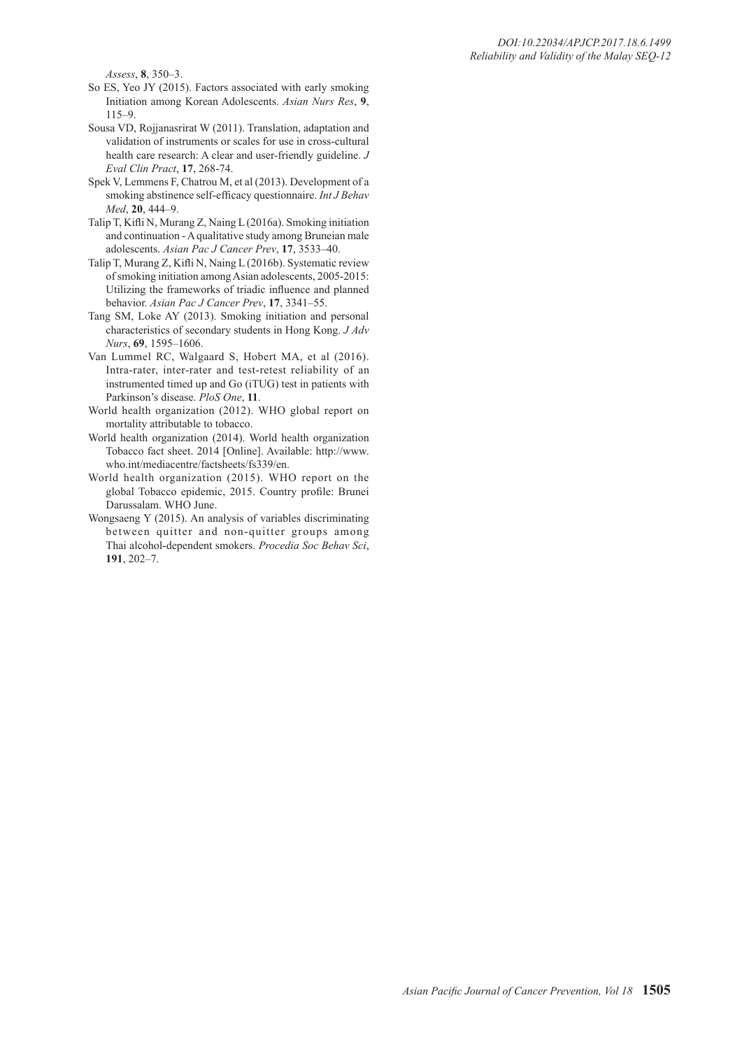*Assess*, **8**, 350–3.

So ES, Yeo JY (2015). Factors associated with early smoking Initiation among Korean Adolescents. *Asian Nurs Res*, **9**, 115–9.

Sousa VD, Rojjanasrirat W (2011). Translation, adaptation and validation of instruments or scales for use in cross-cultural health care research: A clear and user-friendly guideline. *J Eval Clin Pract*, **17**, 268-74.

Spek V, Lemmens F, Chatrou M, et al (2013). Development of a smoking abstinence self-efficacy questionnaire. *Int J Behav Med*, **20**, 444–9.

Talip T, Kifli N, Murang Z, Naing L (2016a). Smoking initiation and continuation - A qualitative study among Bruneian male adolescents. *Asian Pac J Cancer Prev*, **17**, 3533–40.

Talip T, Murang Z, Kifli N, Naing L (2016b). Systematic review of smoking initiation among Asian adolescents, 2005-2015: Utilizing the frameworks of triadic influence and planned behavior. *Asian Pac J Cancer Prev*, **17**, 3341–55.

Tang SM, Loke AY (2013). Smoking initiation and personal characteristics of secondary students in Hong Kong. *J Adv Nurs*, **69**, 1595–1606.

Van Lummel RC, Walgaard S, Hobert MA, et al (2016). Intra-rater, inter-rater and test-retest reliability of an instrumented timed up and Go (iTUG) test in patients with Parkinson's disease. *PloS One*, **11**.

World health organization (2012). WHO global report on mortality attributable to tobacco.

World health organization (2014). World health organization Tobacco fact sheet. 2014 [Online]. Available: http://www.who.int/mediacentre/factsheets/fs339/en.

World health organization (2015). WHO report on the global Tobacco epidemic, 2015. Country profile: Brunei Darussalam. WHO June.

Wongsaeng Y (2015). An analysis of variables discriminating between quitter and non-quitter groups among Thai alcohol-dependent smokers. *Procedia Soc Behav Sci*, **191**, 202–7.